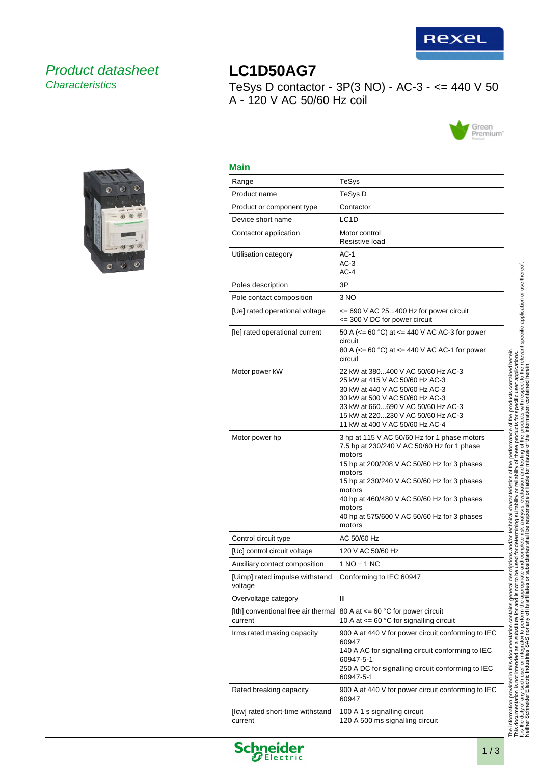*Product datasheet*
*Characteristics*

# LC1D50AG7

TeSys D contactor - 3P(3 NO) - AC-3 - <= 440 V 50 A - 120 V AC 50/60 Hz coil

## Main

| | |
|---|---|
| Range | TeSys |
| Product name | TeSys D |
| Product or component type | Contactor |
| Device short name | LC1D |
| Contactor application | Motor control<br>Resistive load |
| Utilisation category | AC-1<br>AC-3<br>AC-4 |
| Poles description | 3P |
| Pole contact composition | 3 NO |
| [Ue] rated operational voltage | <= 690 V AC 25...400 Hz for power circuit<br><= 300 V DC for power circuit |
| [Ie] rated operational current | 50 A (<= 60 °C) at <= 440 V AC AC-3 for power circuit<br>80 A (<= 60 °C) at <= 440 V AC AC-1 for power circuit |
| Motor power kW | 22 kW at 380...400 V AC 50/60 Hz AC-3<br>25 kW at 415 V AC 50/60 Hz AC-3<br>30 kW at 440 V AC 50/60 Hz AC-3<br>30 kW at 500 V AC 50/60 Hz AC-3<br>33 kW at 660...690 V AC 50/60 Hz AC-3<br>15 kW at 220...230 V AC 50/60 Hz AC-3<br>11 kW at 400 V AC 50/60 Hz AC-4 |
| Motor power hp | 3 hp at 115 V AC 50/60 Hz for 1 phase motors<br>7.5 hp at 230/240 V AC 50/60 Hz for 1 phase motors<br>15 hp at 200/208 V AC 50/60 Hz for 3 phases motors<br>15 hp at 230/240 V AC 50/60 Hz for 3 phases motors<br>40 hp at 460/480 V AC 50/60 Hz for 3 phases motors<br>40 hp at 575/600 V AC 50/60 Hz for 3 phases motors |
| Control circuit type | AC 50/60 Hz |
| [Uc] control circuit voltage | 120 V AC 50/60 Hz |
| Auxiliary contact composition | 1 NO + 1 NC |
| [Uimp] rated impulse withstand voltage | Conforming to IEC 60947 |
| Overvoltage category | III |
| [Ith] conventional free air thermal current | 80 A at <= 60 °C for power circuit<br>10 A at <= 60 °C for signalling circuit |
| Irms rated making capacity | 900 A at 440 V for power circuit conforming to IEC 60947<br>140 A AC for signalling circuit conforming to IEC 60947-5-1<br>250 A DC for signalling circuit conforming to IEC 60947-5-1 |
| Rated breaking capacity | 900 A at 440 V for power circuit conforming to IEC 60947 |
| [Icw] rated short-time withstand current | 100 A 1 s signalling circuit<br>120 A 500 ms signalling circuit |

The information provided in this documentation contains general descriptions and/or technical characteristics of the performance of the products contained herein.
This documentation is not intended as a substitute for and is not to be used for determining suitability or reliability of these products for specific user applications.
It is the duty of any such user or integrator to perform the appropriate and complete risk analysis, evaluation and testing of the products with respect to the relevant specific application or use thereof.
Neither Schneider Electric Industries SAS nor any of its affiliates or subsidiaries shall be responsible or liable for misuse of the information contained herein.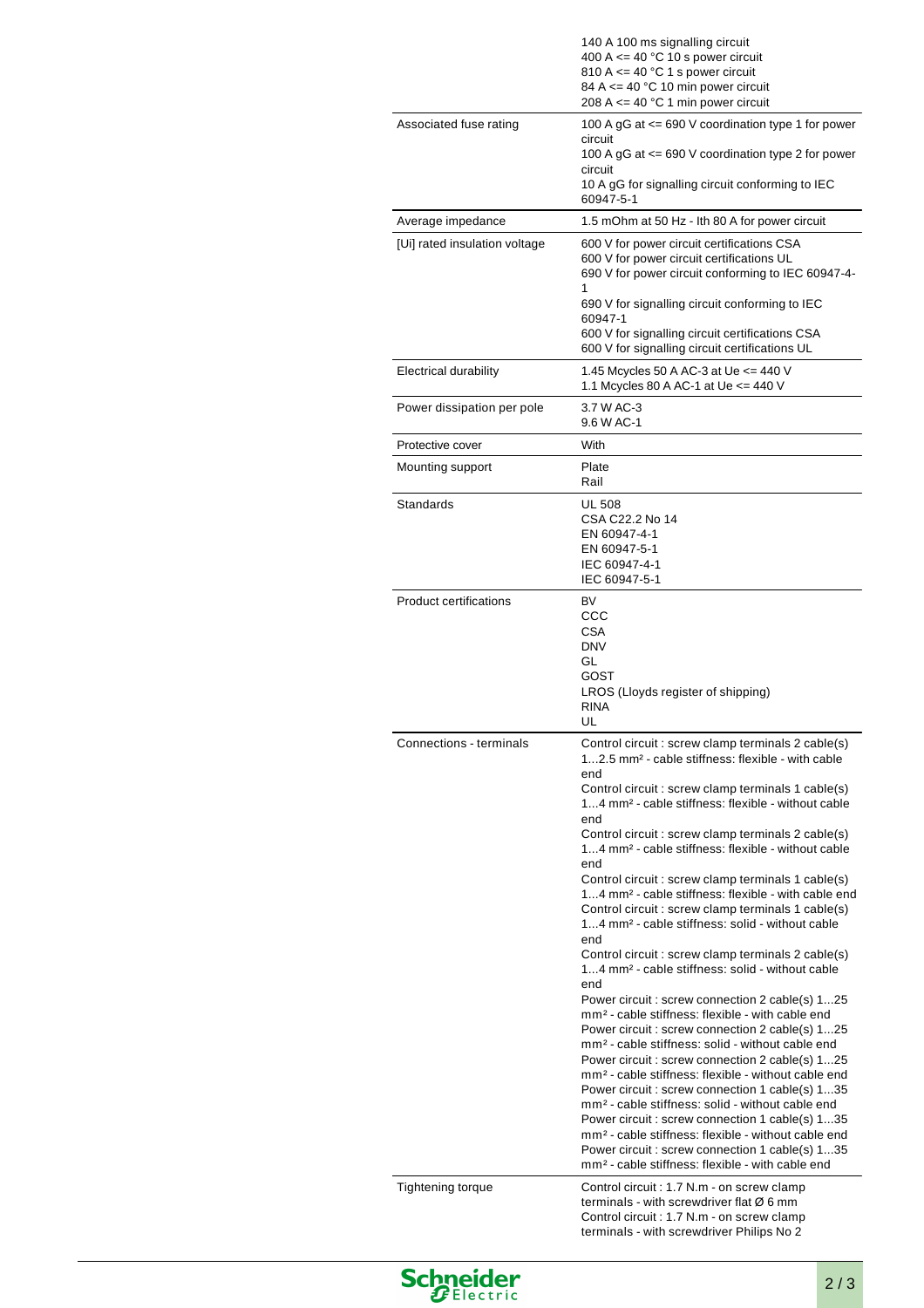| | |
|---|---|
| | 140 A 100 ms signalling circuit<br>400 A <= 40 °C 10 s power circuit<br>810 A <= 40 °C 1 s power circuit<br>84 A <= 40 °C 10 min power circuit<br>208 A <= 40 °C 1 min power circuit |
| Associated fuse rating | 100 A gG at <= 690 V coordination type 1 for power circuit<br>100 A gG at <= 690 V coordination type 2 for power circuit<br>10 A gG for signalling circuit conforming to IEC 60947-5-1 |
| Average impedance | 1.5 mOhm at 50 Hz - Ith 80 A for power circuit |
| [Ui] rated insulation voltage | 600 V for power circuit certifications CSA<br>600 V for power circuit certifications UL<br>690 V for power circuit conforming to IEC 60947-4-1<br>690 V for signalling circuit conforming to IEC 60947-1<br>600 V for signalling circuit certifications CSA<br>600 V for signalling circuit certifications UL |
| Electrical durability | 1.45 Mcycles 50 A AC-3 at Ue <= 440 V<br>1.1 Mcycles 80 A AC-1 at Ue <= 440 V |
| Power dissipation per pole | 3.7 W AC-3<br>9.6 W AC-1 |
| Protective cover | With |
| Mounting support | Plate<br>Rail |
| Standards | UL 508<br>CSA C22.2 No 14<br>EN 60947-4-1<br>EN 60947-5-1<br>IEC 60947-4-1<br>IEC 60947-5-1 |
| Product certifications | BV<br>CCC<br>CSA<br>DNV<br>GL<br>GOST<br>LROS (Lloyds register of shipping)<br>RINA<br>UL |
| Connections - terminals | Control circuit : screw clamp terminals 2 cable(s) 1...2.5 mm² - cable stiffness: flexible - with cable end<br>Control circuit : screw clamp terminals 1 cable(s) 1...4 mm² - cable stiffness: flexible - without cable end<br>Control circuit : screw clamp terminals 2 cable(s) 1...4 mm² - cable stiffness: flexible - without cable end<br>Control circuit : screw clamp terminals 1 cable(s) 1...4 mm² - cable stiffness: flexible - with cable end<br>Control circuit : screw clamp terminals 1 cable(s) 1...4 mm² - cable stiffness: solid - without cable end<br>Control circuit : screw clamp terminals 2 cable(s) 1...4 mm² - cable stiffness: solid - without cable end<br>Power circuit : screw connection 2 cable(s) 1...25 mm² - cable stiffness: flexible - with cable end<br>Power circuit : screw connection 2 cable(s) 1...25 mm² - cable stiffness: solid - without cable end<br>Power circuit : screw connection 2 cable(s) 1...25 mm² - cable stiffness: flexible - without cable end<br>Power circuit : screw connection 1 cable(s) 1...35 mm² - cable stiffness: solid - without cable end<br>Power circuit : screw connection 1 cable(s) 1...35 mm² - cable stiffness: flexible - without cable end<br>Power circuit : screw connection 1 cable(s) 1...35 mm² - cable stiffness: flexible - with cable end |
| Tightening torque | Control circuit : 1.7 N.m - on screw clamp terminals - with screwdriver flat Ø 6 mm<br>Control circuit : 1.7 N.m - on screw clamp terminals - with screwdriver Philips No 2 |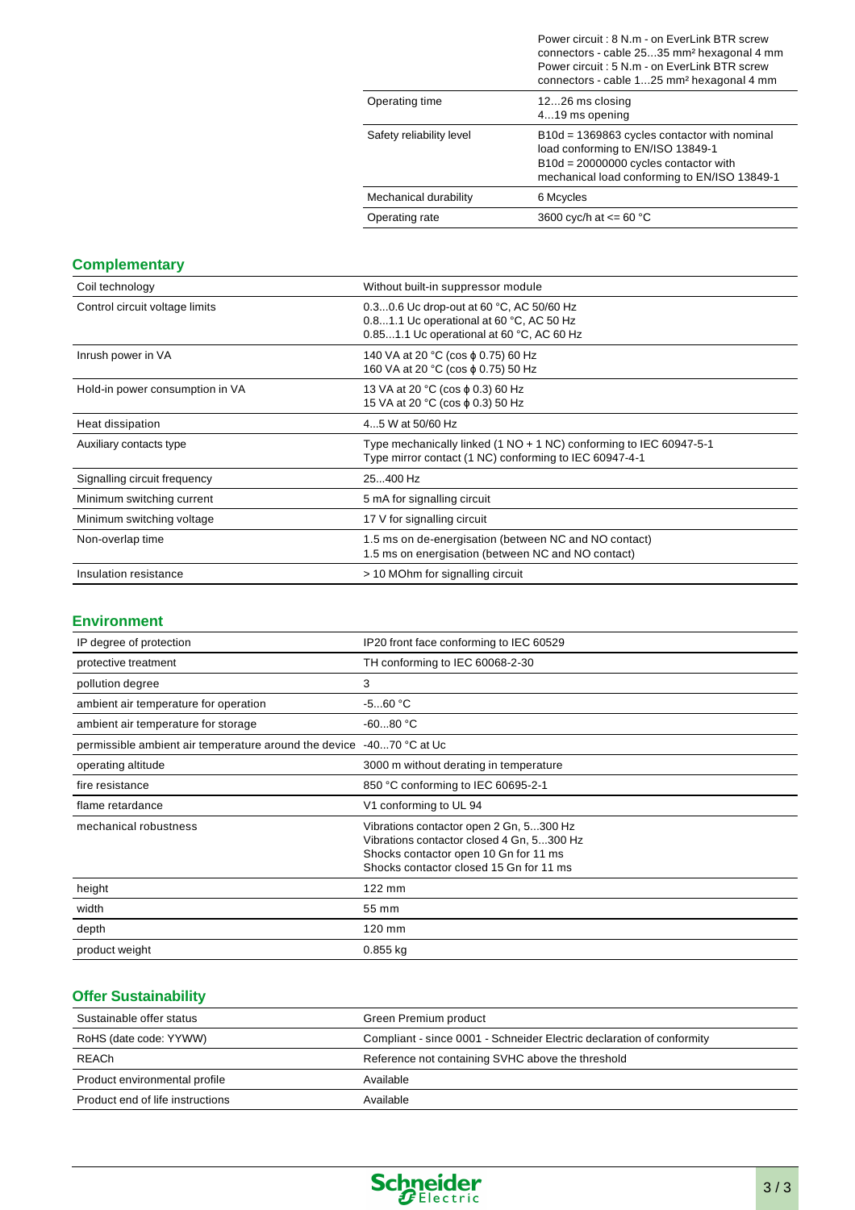| | |
|---|---|
| | Power circuit : 8 N.m - on EverLink BTR screw connectors - cable 25...35 mm² hexagonal 4 mm<br>Power circuit : 5 N.m - on EverLink BTR screw connectors - cable 1...25 mm² hexagonal 4 mm |
| Operating time | 12...26 ms closing<br>4...19 ms opening |
| Safety reliability level | B10d = 1369863 cycles contactor with nominal load conforming to EN/ISO 13849-1<br>B10d = 20000000 cycles contactor with mechanical load conforming to EN/ISO 13849-1 |
| Mechanical durability | 6 Mcycles |
| Operating rate | 3600 cyc/h at <= 60 °C |

## Complementary

| | |
|---|---|
| Coil technology | Without built-in suppressor module |
| Control circuit voltage limits | 0.3...0.6 Uc drop-out at 60 °C, AC 50/60 Hz<br>0.8...1.1 Uc operational at 60 °C, AC 50 Hz<br>0.85...1.1 Uc operational at 60 °C, AC 60 Hz |
| Inrush power in VA | 140 VA at 20 °C (cos ϕ 0.75) 60 Hz<br>160 VA at 20 °C (cos ϕ 0.75) 50 Hz |
| Hold-in power consumption in VA | 13 VA at 20 °C (cos ϕ 0.3) 60 Hz<br>15 VA at 20 °C (cos ϕ 0.3) 50 Hz |
| Heat dissipation | 4...5 W at 50/60 Hz |
| Auxiliary contacts type | Type mechanically linked (1 NO + 1 NC) conforming to IEC 60947-5-1<br>Type mirror contact (1 NC) conforming to IEC 60947-4-1 |
| Signalling circuit frequency | 25...400 Hz |
| Minimum switching current | 5 mA for signalling circuit |
| Minimum switching voltage | 17 V for signalling circuit |
| Non-overlap time | 1.5 ms on de-energisation (between NC and NO contact)<br>1.5 ms on energisation (between NC and NO contact) |
| Insulation resistance | > 10 MOhm for signalling circuit |

## Environment

| | |
|---|---|
| IP degree of protection | IP20 front face conforming to IEC 60529 |
| protective treatment | TH conforming to IEC 60068-2-30 |
| pollution degree | 3 |
| ambient air temperature for operation | -5...60 °C |
| ambient air temperature for storage | -60...80 °C |
| permissible ambient air temperature around the device | -40...70 °C at Uc |
| operating altitude | 3000 m without derating in temperature |
| fire resistance | 850 °C conforming to IEC 60695-2-1 |
| flame retardance | V1 conforming to UL 94 |
| mechanical robustness | Vibrations contactor open 2 Gn, 5...300 Hz<br>Vibrations contactor closed 4 Gn, 5...300 Hz<br>Shocks contactor open 10 Gn for 11 ms<br>Shocks contactor closed 15 Gn for 11 ms |
| height | 122 mm |
| width | 55 mm |
| depth | 120 mm |
| product weight | 0.855 kg |

## Offer Sustainability

| | |
|---|---|
| Sustainable offer status | Green Premium product |
| RoHS (date code: YYWW) | Compliant - since 0001 - Schneider Electric declaration of conformity |
| REACh | Reference not containing SVHC above the threshold |
| Product environmental profile | Available |
| Product end of life instructions | Available |